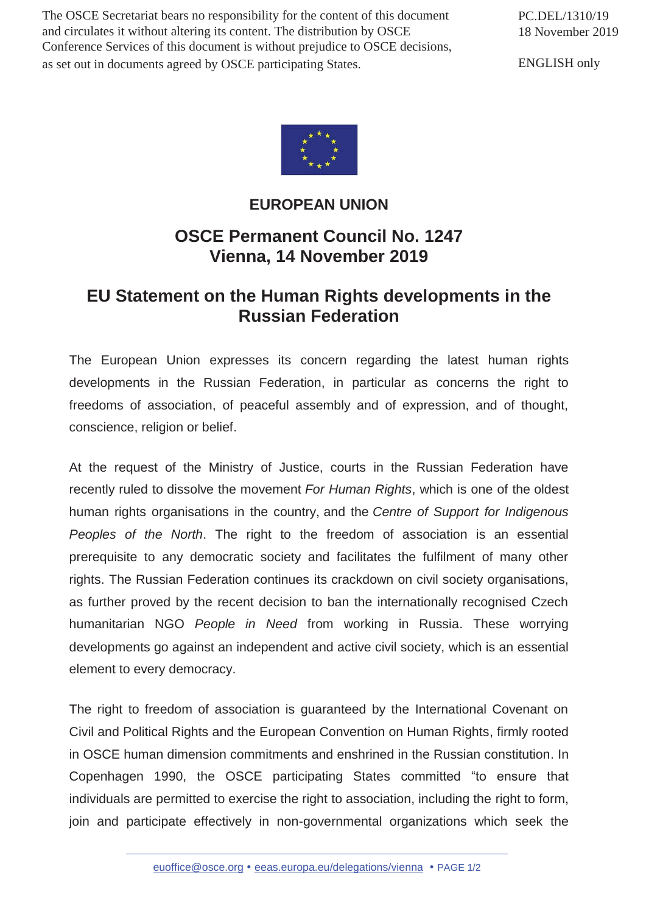The OSCE Secretariat bears no responsibility for the content of this document and circulates it without altering its content. The distribution by OSCE Conference Services of this document is without prejudice to OSCE decisions, as set out in documents agreed by OSCE participating States.

PC.DEL/1310/19
18 November 2019

ENGLISH only

**EUROPEAN UNION**

## OSCE Permanent Council No. 1247
## Vienna, 14 November 2019

# EU Statement on the Human Rights developments in the Russian Federation

The European Union expresses its concern regarding the latest human rights developments in the Russian Federation, in particular as concerns the right to freedoms of association, of peaceful assembly and of expression, and of thought, conscience, religion or belief.

At the request of the Ministry of Justice, courts in the Russian Federation have recently ruled to dissolve the movement *For Human Rights*, which is one of the oldest human rights organisations in the country, and the *Centre of Support for Indigenous Peoples of the North*. The right to the freedom of association is an essential prerequisite to any democratic society and facilitates the fulfilment of many other rights. The Russian Federation continues its crackdown on civil society organisations, as further proved by the recent decision to ban the internationally recognised Czech humanitarian NGO *People in Need* from working in Russia. These worrying developments go against an independent and active civil society, which is an essential element to every democracy.

The right to freedom of association is guaranteed by the International Covenant on Civil and Political Rights and the European Convention on Human Rights, firmly rooted in OSCE human dimension commitments and enshrined in the Russian constitution. In Copenhagen 1990, the OSCE participating States committed "to ensure that individuals are permitted to exercise the right to association, including the right to form, join and participate effectively in non-governmental organizations which seek the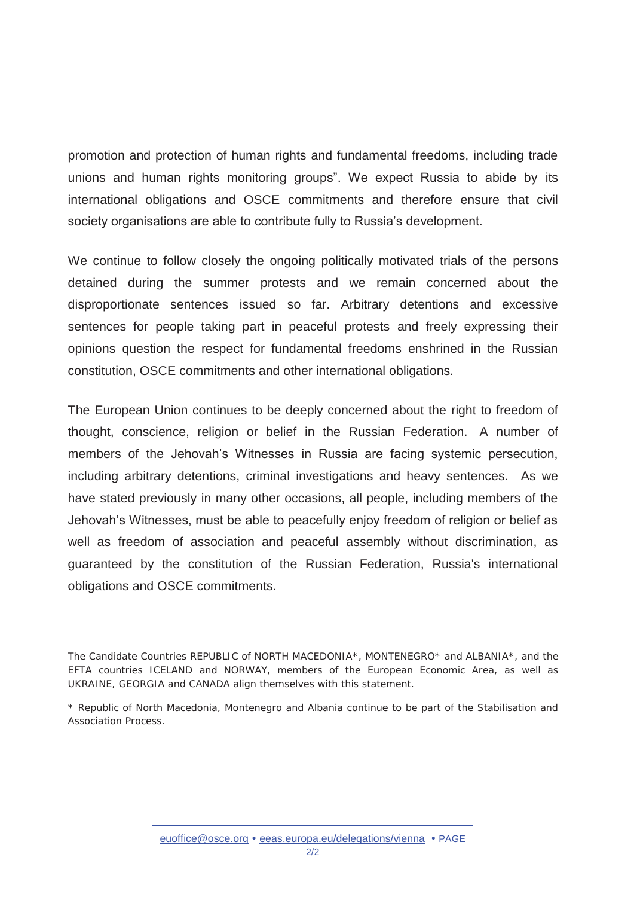promotion and protection of human rights and fundamental freedoms, including trade unions and human rights monitoring groups". We expect Russia to abide by its international obligations and OSCE commitments and therefore ensure that civil society organisations are able to contribute fully to Russia's development.

We continue to follow closely the ongoing politically motivated trials of the persons detained during the summer protests and we remain concerned about the disproportionate sentences issued so far. Arbitrary detentions and excessive sentences for people taking part in peaceful protests and freely expressing their opinions question the respect for fundamental freedoms enshrined in the Russian constitution, OSCE commitments and other international obligations.

The European Union continues to be deeply concerned about the right to freedom of thought, conscience, religion or belief in the Russian Federation. A number of members of the Jehovah's Witnesses in Russia are facing systemic persecution, including arbitrary detentions, criminal investigations and heavy sentences. As we have stated previously in many other occasions, all people, including members of the Jehovah's Witnesses, must be able to peacefully enjoy freedom of religion or belief as well as freedom of association and peaceful assembly without discrimination, as guaranteed by the constitution of the Russian Federation, Russia's international obligations and OSCE commitments.

The Candidate Countries REPUBLIC of NORTH MACEDONIA*, MONTENEGRO* and ALBANIA*, and the EFTA countries ICELAND and NORWAY, members of the European Economic Area, as well as UKRAINE, GEORGIA and CANADA align themselves with this statement.

* Republic of North Macedonia, Montenegro and Albania continue to be part of the Stabilisation and Association Process.

euoffice@osce.org • eeas.europa.eu/delegations/vienna